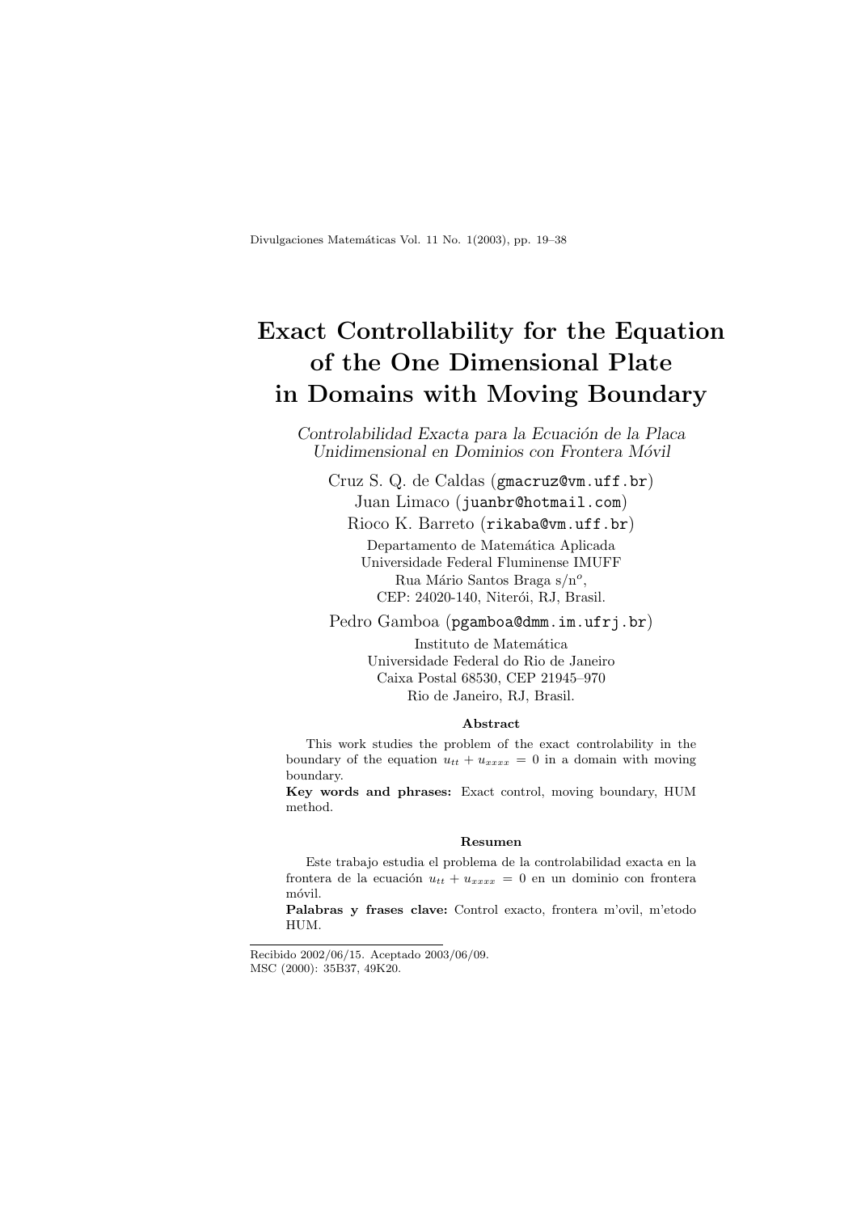# Exact Controllability for the Equation of the One Dimensional Plate in Domains with Moving Boundary

*Controlabilidad Exacta para la Ecuación de la Placa Unidimensional en Dominios con Frontera Móvil*

Cruz S. Q. de Caldas (gmacruz@vm.uff.br)
Juan Limaco (juanbr@hotmail.com)
Rioco K. Barreto (rikaba@vm.uff.br)
Departamento de Matemática Aplicada
Universidade Federal Fluminense IMUFF
Rua Mário Santos Braga s/n$^o$,
CEP: 24020-140, Niterói, RJ, Brasil.

Pedro Gamboa (pgamboa@dmm.im.ufrj.br)
Instituto de Matemática
Universidade Federal do Rio de Janeiro
Caixa Postal 68530, CEP 21945–970
Rio de Janeiro, RJ, Brasil.

### Abstract

This work studies the problem of the exact controlability in the boundary of the equation $u_{tt} + u_{xxxx} = 0$ in a domain with moving boundary.

**Key words and phrases:** Exact control, moving boundary, HUM method.

### Resumen

Este trabajo estudia el problema de la controlabilidad exacta en la frontera de la ecuación $u_{tt} + u_{xxxx} = 0$ en un dominio con frontera móvil.

**Palabras y frases clave:** Control exacto, frontera m'ovil, m'etodo HUM.

Recibido 2002/06/15. Aceptado 2003/06/09.
MSC (2000): 35B37, 49K20.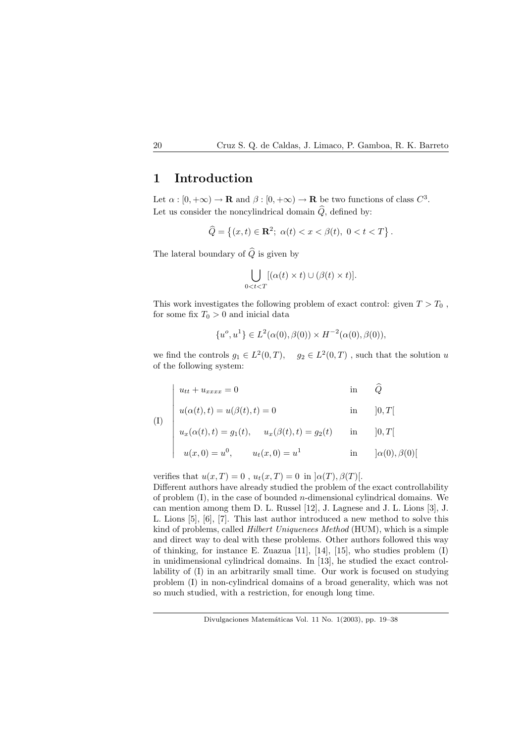# 1 Introduction

Let $\alpha : [0, +\infty) \to \mathbf{R}$ and $\beta : [0, +\infty) \to \mathbf{R}$ be two functions of class $C^3$. Let us consider the noncylindrical domain $\widehat{Q}$, defined by:

$$\widehat{Q} = \left\{(x, t) \in \mathbf{R}^2;\ \alpha(t) < x < \beta(t),\ 0 < t < T\right\}.$$

The lateral boundary of $\widehat{Q}$ is given by

$$\bigcup_{0<t<T} [(\alpha(t) \times t) \cup (\beta(t) \times t)].$$

This work investigates the following problem of exact control: given $T > T_0$, for some fix $T_0 > 0$ and inicial data

$$\{u^o, u^1\} \in L^2(\alpha(0), \beta(0)) \times H^{-2}(\alpha(0), \beta(0)),$$

we find the controls $g_1 \in L^2(0, T)$, $\quad g_2 \in L^2(0, T)$ , such that the solution $u$ of the following system:

$$\text{(I)} \quad \left|\begin{array}{lll} u_{tt} + u_{xxxx} = 0 & \text{in} & \widehat{Q} \\ u(\alpha(t), t) = u(\beta(t), t) = 0 & \text{in} & ]0, T[ \\ u_x(\alpha(t), t) = g_1(t), \quad u_x(\beta(t), t) = g_2(t) & \text{in} & ]0, T[ \\ u(x, 0) = u^0, \qquad u_t(x, 0) = u^1 & \text{in} & ]\alpha(0), \beta(0)[ \end{array}\right.$$

verifies that $u(x, T) = 0$ , $u_t(x, T) = 0$ in $]\alpha(T), \beta(T)[$.

Different authors have already studied the problem of the exact controllability of problem (I), in the case of bounded $n$-dimensional cylindrical domains. We can mention among them D. L. Russel [12], J. Lagnese and J. L. Lions [3], J. L. Lions [5], [6], [7]. This last author introduced a new method to solve this kind of problems, called *Hilbert Uniquenees Method* (HUM), which is a simple and direct way to deal with these problems. Other authors followed this way of thinking, for instance E. Zuazua [11], [14], [15], who studies problem (I) in unidimensional cylindrical domains. In [13], he studied the exact controllability of (I) in an arbitrarily small time. Our work is focused on studying problem (I) in non-cylindrical domains of a broad generality, which was not so much studied, with a restriction, for enough long time.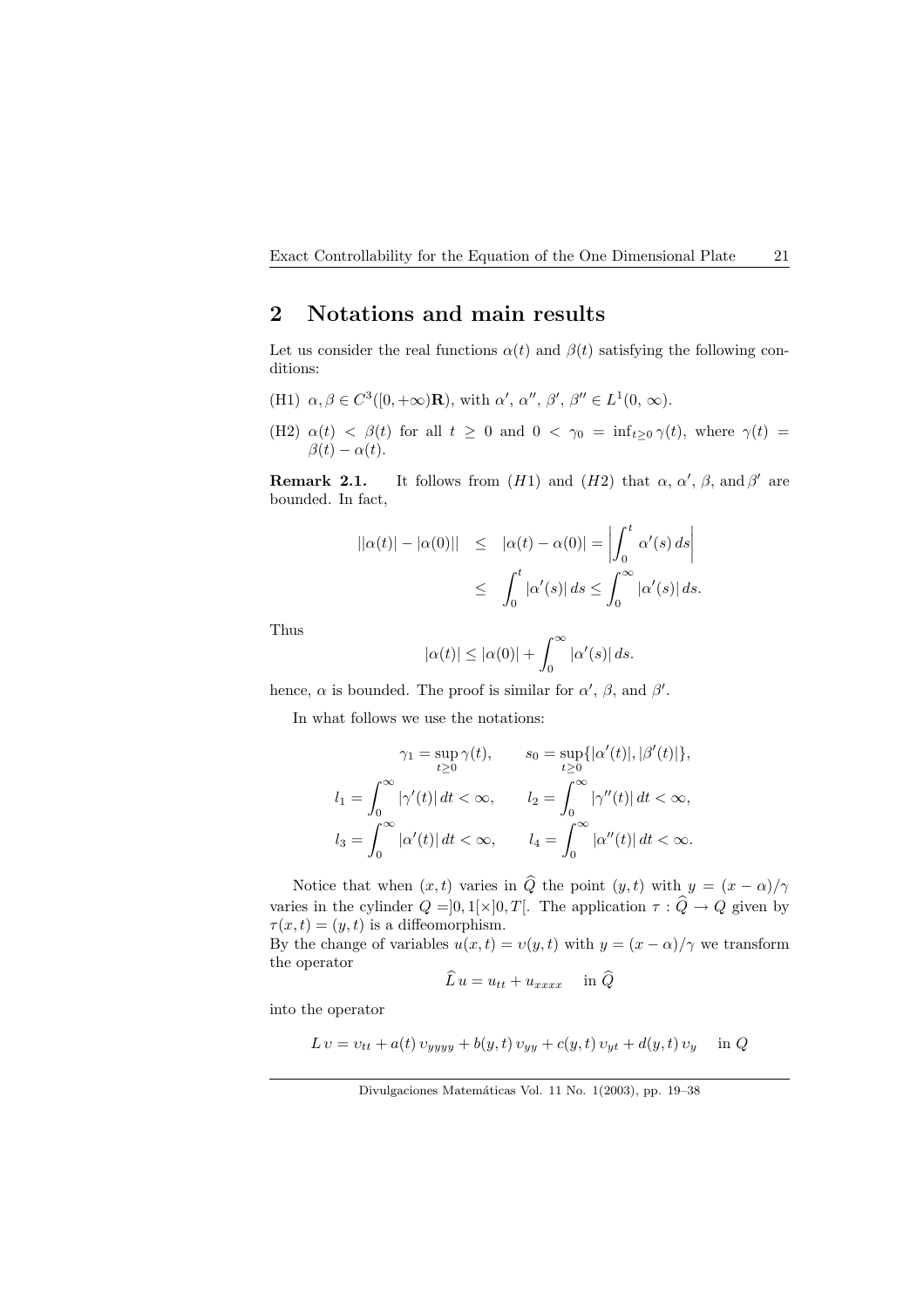## 2 Notations and main results

Let us consider the real functions $\alpha(t)$ and $\beta(t)$ satisfying the following conditions:

(H1) $\alpha, \beta \in C^3([0, +\infty)\mathbf{R})$, with $\alpha'$, $\alpha''$, $\beta'$, $\beta'' \in L^1(0, \infty)$.

(H2) $\alpha(t) < \beta(t)$ for all $t \geq 0$ and $0 < \gamma_0 = \inf_{t \geq 0} \gamma(t)$, where $\gamma(t) = \beta(t) - \alpha(t)$.

**Remark 2.1.** It follows from $(H1)$ and $(H2)$ that $\alpha$, $\alpha'$, $\beta$, and $\beta'$ are bounded. In fact,

$$
\begin{aligned}
||\alpha(t)| - |\alpha(0)|| &\leq |\alpha(t) - \alpha(0)| = \left| \int_0^t \alpha'(s)\, ds \right| \\
&\leq \int_0^t |\alpha'(s)|\, ds \leq \int_0^\infty |\alpha'(s)|\, ds.
\end{aligned}
$$

Thus

$$
|\alpha(t)| \leq |\alpha(0)| + \int_0^\infty |\alpha'(s)|\, ds.
$$

hence, $\alpha$ is bounded. The proof is similar for $\alpha'$, $\beta$, and $\beta'$.

In what follows we use the notations:

$$
\begin{aligned}
\gamma_1 &= \sup_{t \geq 0} \gamma(t), & s_0 &= \sup_{t \geq 0} \{|\alpha'(t)|, |\beta'(t)|\}, \\
l_1 &= \int_0^\infty |\gamma'(t)|\, dt < \infty, & l_2 &= \int_0^\infty |\gamma''(t)|\, dt < \infty, \\
l_3 &= \int_0^\infty |\alpha'(t)|\, dt < \infty, & l_4 &= \int_0^\infty |\alpha''(t)|\, dt < \infty.
\end{aligned}
$$

Notice that when $(x, t)$ varies in $\widehat{Q}$ the point $(y, t)$ with $y = (x - \alpha)/\gamma$ varies in the cylinder $Q = ]0, 1[\times]0, T[$. The application $\tau : \widehat{Q} \to Q$ given by $\tau(x, t) = (y, t)$ is a diffeomorphism.
By the change of variables $u(x, t) = v(y, t)$ with $y = (x - \alpha)/\gamma$ we transform the operator

$$
\widehat{L}\, u = u_{tt} + u_{xxxx} \quad \text{in } \widehat{Q}
$$

into the operator

$$
L\, v = v_{tt} + a(t)\, v_{yyyy} + b(y, t)\, v_{yy} + c(y, t)\, v_{yt} + d(y, t)\, v_y \quad \text{in } Q
$$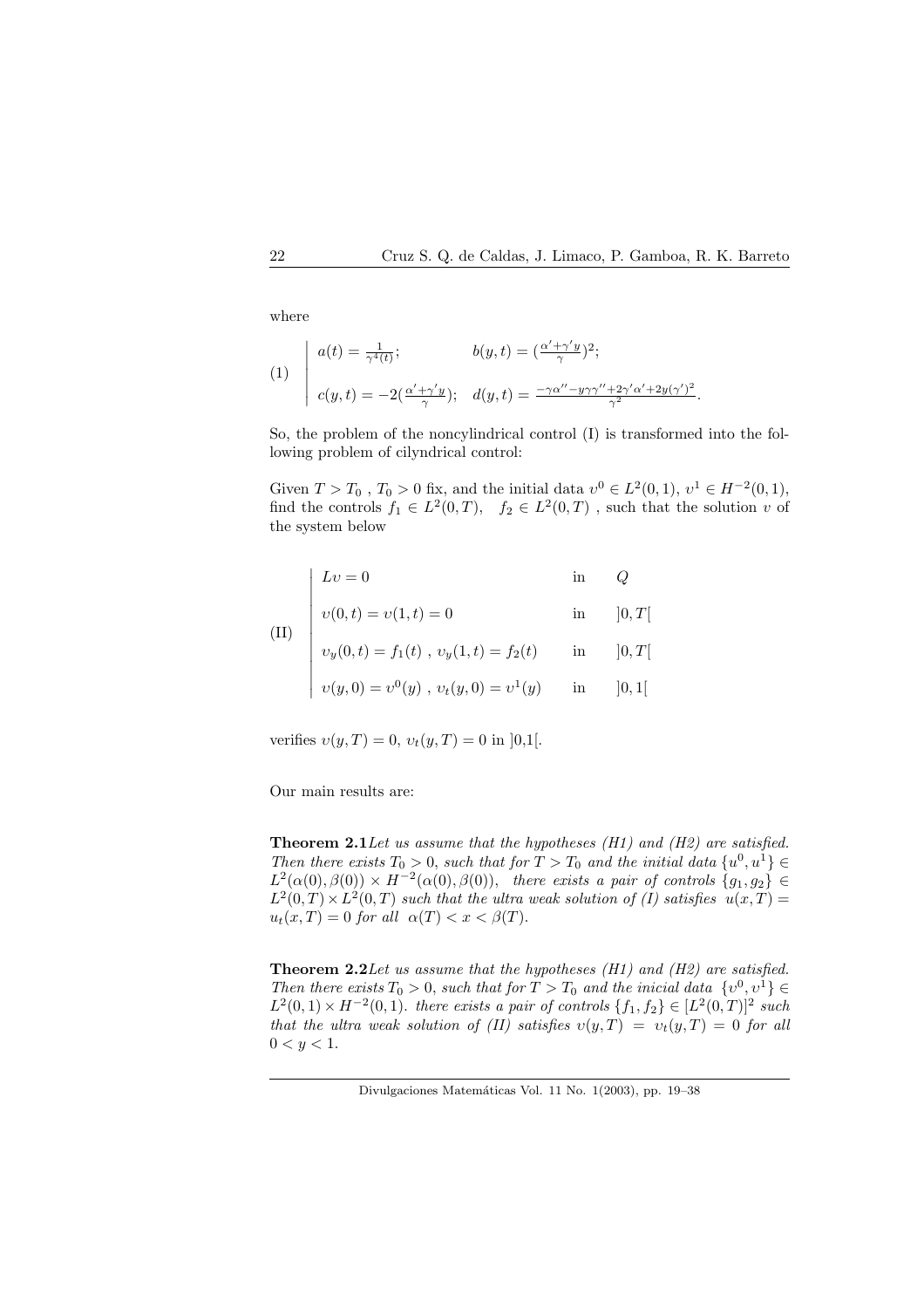where

$$
(1) \quad \left| \begin{array}{ll} a(t) = \frac{1}{\gamma^4(t)}; & b(y,t) = (\frac{\alpha' + \gamma' y}{\gamma})^2; \\ c(y,t) = -2(\frac{\alpha' + \gamma' y}{\gamma}); & d(y,t) = \frac{-\gamma\alpha'' - y\gamma\gamma'' + 2\gamma'\alpha' + 2y(\gamma')^2}{\gamma^2}. \end{array} \right.
$$

So, the problem of the noncylindrical control (I) is transformed into the following problem of cilyndrical control:

Given $T > T_0$ , $T_0 > 0$ fix, and the initial data $\upsilon^0 \in L^2(0,1)$, $\upsilon^1 \in H^{-2}(0,1)$, find the controls $f_1 \in L^2(0,T)$, $f_2 \in L^2(0,T)$ , such that the solution $\upsilon$ of the system below

$$
\text{(II)} \quad \left| \begin{array}{lll} L\upsilon = 0 & \text{in} & Q \\ \upsilon(0,t) = \upsilon(1,t) = 0 & \text{in} & ]0,T[ \\ \upsilon_y(0,t) = f_1(t) \ , \ \upsilon_y(1,t) = f_2(t) & \text{in} & ]0,T[ \\ \upsilon(y,0) = \upsilon^0(y) \ , \ \upsilon_t(y,0) = \upsilon^1(y) & \text{in} & ]0,1[ \end{array} \right.
$$

verifies $\upsilon(y,T) = 0$, $\upsilon_t(y,T) = 0$ in ]0,1[.

Our main results are:

**Theorem 2.1** *Let us assume that the hypotheses (H1) and (H2) are satisfied. Then there exists $T_0 > 0$, such that for $T > T_0$ and the initial data $\{u^0, u^1\} \in L^2(\alpha(0), \beta(0)) \times H^{-2}(\alpha(0), \beta(0))$, there exists a pair of controls $\{g_1, g_2\} \in L^2(0,T) \times L^2(0,T)$ such that the ultra weak solution of (I) satisfies $u(x,T) = u_t(x,T) = 0$ for all $\alpha(T) < x < \beta(T)$.*

**Theorem 2.2** *Let us assume that the hypotheses (H1) and (H2) are satisfied. Then there exists $T_0 > 0$, such that for $T > T_0$ and the inicial data $\{\upsilon^0, \upsilon^1\} \in L^2(0,1) \times H^{-2}(0,1)$. there exists a pair of controls $\{f_1, f_2\} \in [L^2(0,T)]^2$ such that the ultra weak solution of (II) satisfies $\upsilon(y,T) = \upsilon_t(y,T) = 0$ for all $0 < y < 1$.*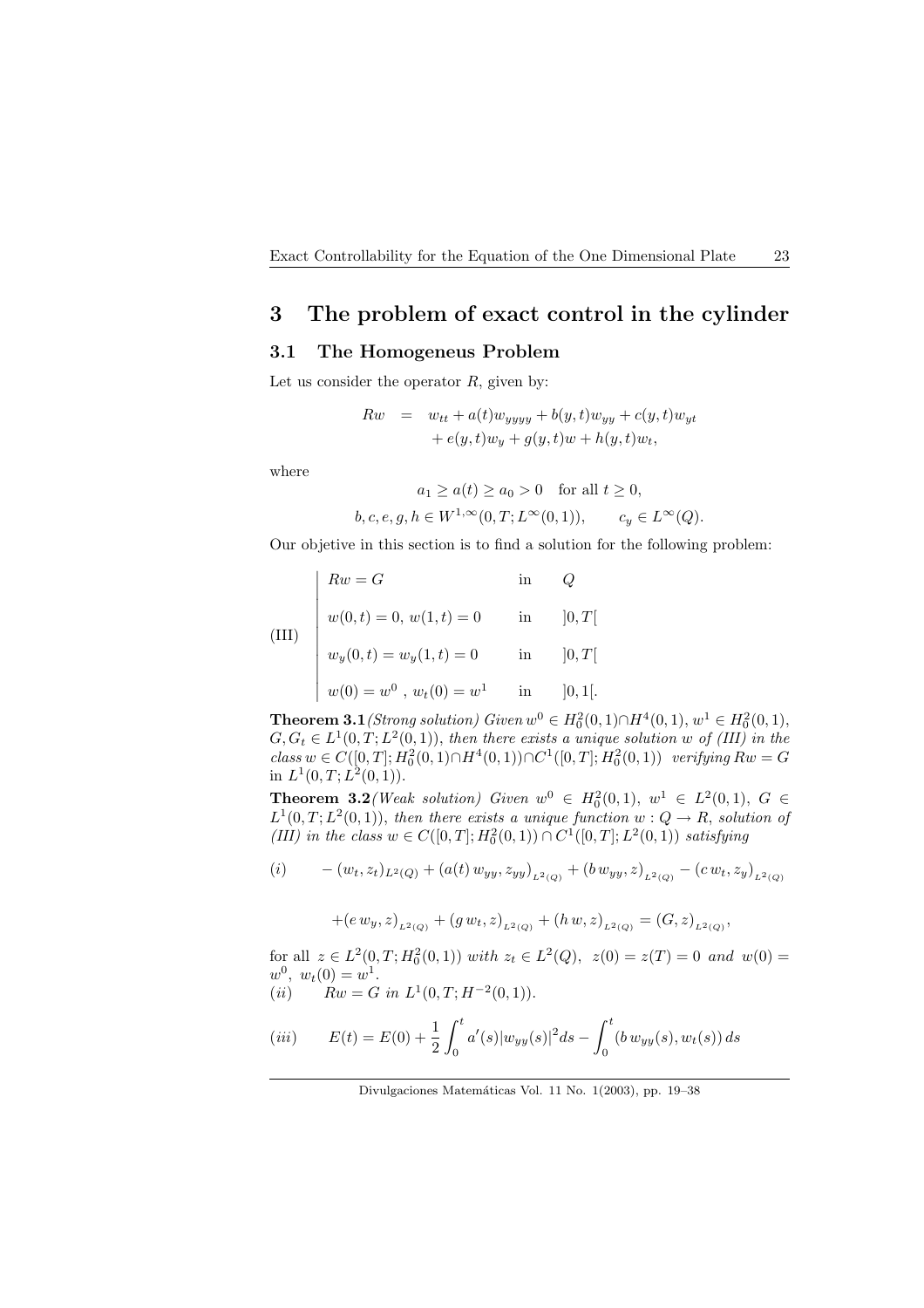# 3 The problem of exact control in the cylinder

## 3.1 The Homogeneus Problem

Let us consider the operator $R$, given by:

$$
\begin{aligned}
Rw &= w_{tt} + a(t)w_{yyyy} + b(y,t)w_{yy} + c(y,t)w_{yt} \\
&\quad + e(y,t)w_y + g(y,t)w + h(y,t)w_t,
\end{aligned}
$$

where

$$a_1 \geq a(t) \geq a_0 > 0 \quad \text{for all } t \geq 0,$$

$$b, c, e, g, h \in W^{1,\infty}(0,T; L^\infty(0,1)), \qquad c_y \in L^\infty(Q).$$

Our objetive in this section is to find a solution for the following problem:

$$
\text{(III)} \quad
\left|
\begin{array}{lll}
Rw = G & \text{in} & Q \\[2mm]
w(0,t) = 0,\ w(1,t) = 0 & \text{in} & ]0,T[ \\[2mm]
w_y(0,t) = w_y(1,t) = 0 & \text{in} & ]0,T[ \\[2mm]
w(0) = w^0\ ,\ w_t(0) = w^1 & \text{in} & ]0,1[.
\end{array}
\right.
$$

**Theorem 3.1** *(Strong solution) Given $w^0 \in H_0^2(0,1) \cap H^4(0,1)$, $w^1 \in H_0^2(0,1)$, $G, G_t \in L^1(0,T; L^2(0,1))$, then there exists a unique solution $w$ of (III) in the class $w \in C([0,T]; H_0^2(0,1) \cap H^4(0,1)) \cap C^1([0,T]; H_0^2(0,1))$ verifying $Rw = G$* in $L^1(0,T; L^2(0,1))$.

**Theorem 3.2** *(Weak solution) Given $w^0 \in H_0^2(0,1)$, $w^1 \in L^2(0,1)$, $G \in L^1(0,T; L^2(0,1))$, then there exists a unique function $w : Q \to R$, solution of (III) in the class $w \in C([0,T]; H_0^2(0,1)) \cap C^1([0,T]; L^2(0,1))$ satisfying*

$$
(i) \qquad -(w_t, z_t)_{L^2(Q)} + (a(t)\, w_{yy}, z_{yy})_{L^2(Q)} + (b\, w_{yy}, z)_{L^2(Q)} - (c\, w_t, z_y)_{L^2(Q)}
$$

$$
+ (e\, w_y, z)_{L^2(Q)} + (g\, w_t, z)_{L^2(Q)} + (h\, w, z)_{L^2(Q)} = (G, z)_{L^2(Q)},
$$

*for all $z \in L^2(0,T; H_0^2(0,1))$ with $z_t \in L^2(Q)$, $z(0) = z(T) = 0$ and $w(0) = w^0$, $w_t(0) = w^1$.*

$(ii) \qquad Rw = G$ *in $L^1(0,T; H^{-2}(0,1))$.*

$$
(iii) \qquad E(t) = E(0) + \frac{1}{2}\int_0^t a'(s)|w_{yy}(s)|^2 ds - \int_0^t (b\, w_{yy}(s), w_t(s))\, ds
$$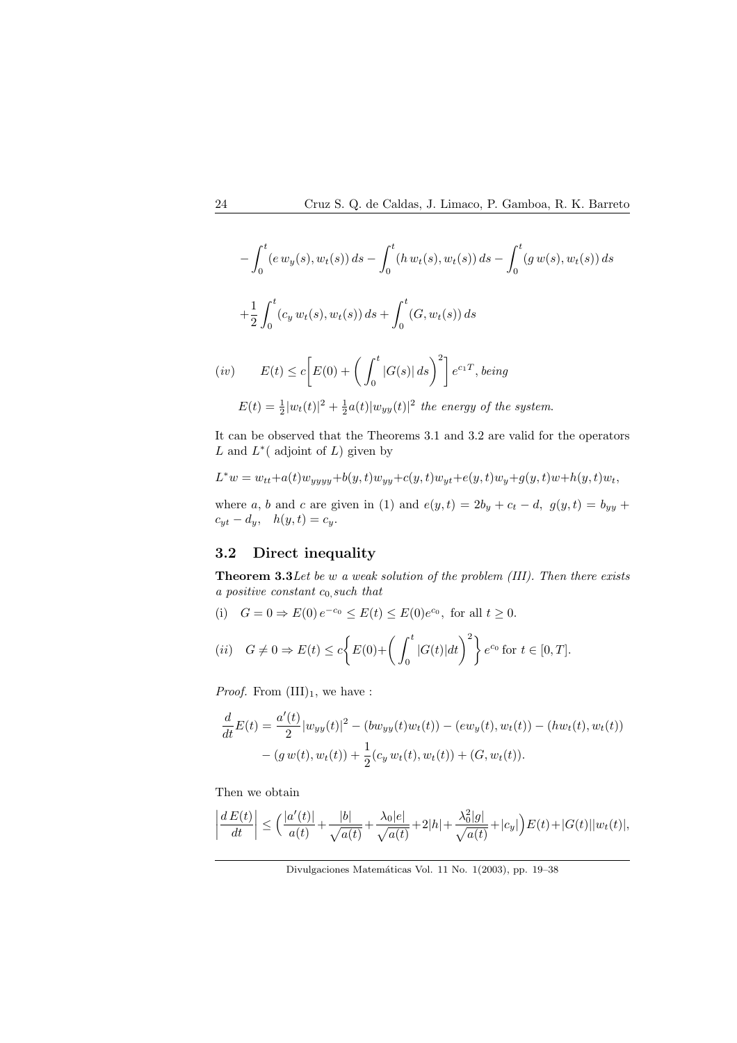$$-\int_0^t (e\, w_y(s), w_t(s))\, ds - \int_0^t (h\, w_t(s), w_t(s))\, ds - \int_0^t (g\, w(s), w_t(s))\, ds$$

$$+\frac{1}{2}\int_0^t (c_y\, w_t(s), w_t(s))\, ds + \int_0^t (G, w_t(s))\, ds$$

$(iv)$ $\qquad E(t) \leq c\left[E(0) + \left(\int_0^t |G(s)|\, ds\right)^2\right] e^{c_1 T}$, *being*

$E(t) = \frac{1}{2}|w_t(t)|^2 + \frac{1}{2}a(t)|w_{yy}(t)|^2$ *the energy of the system.*

It can be observed that the Theorems 3.1 and 3.2 are valid for the operators $L$ and $L^*$( adjoint of $L$) given by

$$L^*w = w_{tt} + a(t)w_{yyyy} + b(y,t)w_{yy} + c(y,t)w_{yt} + e(y,t)w_y + g(y,t)w + h(y,t)w_t,$$

where $a$, $b$ and $c$ are given in (1) and $e(y,t) = 2b_y + c_t - d$, $g(y,t) = b_{yy} + c_{yt} - d_y$, $\quad h(y,t) = c_y$.

## 3.2 Direct inequality

**Theorem 3.3** *Let be $w$ a weak solution of the problem (III). Then there exists a positive constant $c_0$, such that*

(i) $\quad G = 0 \Rightarrow E(0)\, e^{-c_0} \leq E(t) \leq E(0)e^{c_0}$, for all $t \geq 0$.

$(ii) \quad G \neq 0 \Rightarrow E(t) \leq c\left\{E(0) + \left(\int_0^t |G(t)|dt\right)^2\right\} e^{c_0}$ for $t \in [0,T]$.

*Proof.* From $(\text{III})_1$, we have :

$$\frac{d}{dt}E(t) = \frac{a'(t)}{2}|w_{yy}(t)|^2 - (bw_{yy}(t)w_t(t)) - (ew_y(t), w_t(t)) - (hw_t(t), w_t(t))$$
$$- (g\, w(t), w_t(t)) + \frac{1}{2}(c_y\, w_t(t), w_t(t)) + (G, w_t(t)).$$

Then we obtain

$$\left|\frac{d\, E(t)}{dt}\right| \leq \Big(\frac{|a'(t)|}{a(t)} + \frac{|b|}{\sqrt{a(t)}} + \frac{\lambda_0|e|}{\sqrt{a(t)}} + 2|h| + \frac{\lambda_0^2|g|}{\sqrt{a(t)}} + |c_y|\Big)E(t) + |G(t)||w_t(t)|,$$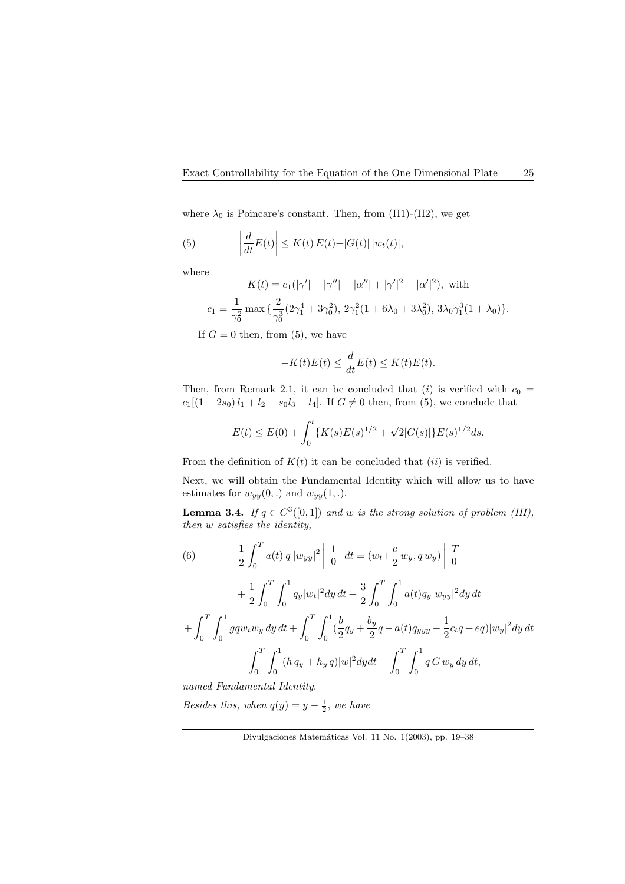where $\lambda_0$ is Poincare's constant. Then, from (H1)-(H2), we get

$$
\left|\frac{d}{dt}E(t)\right| \leq K(t)\, E(t) + |G(t)|\, |w_t(t)|, \tag{5}
$$

where

$$
K(t) = c_1(|\gamma'| + |\gamma''| + |\alpha''| + |\gamma'|^2 + |\alpha'|^2), \text{ with}
$$

$$
c_1 = \frac{1}{\gamma_0^2}\max\{\frac{2}{\gamma_0^3}(2\gamma_1^4 + 3\gamma_0^2),\, 2\gamma_1^2(1 + 6\lambda_0 + 3\lambda_0^2),\, 3\lambda_0\gamma_1^3(1 + \lambda_0)\}.
$$

If $G = 0$ then, from (5), we have

$$
-K(t)E(t) \leq \frac{d}{dt}E(t) \leq K(t)E(t).
$$

Then, from Remark 2.1, it can be concluded that $(i)$ is verified with $c_0 = c_1[(1 + 2s_0)\, l_1 + l_2 + s_0 l_3 + l_4]$. If $G \neq 0$ then, from (5), we conclude that

$$
E(t) \leq E(0) + \int_0^t \{K(s)E(s)^{1/2} + \sqrt{2}|G(s)|\}E(s)^{1/2} ds.
$$

From the definition of $K(t)$ it can be concluded that $(ii)$ is verified.

Next, we will obtain the Fundamental Identity which will allow us to have estimates for $w_{yy}(0,.)$ and $w_{yy}(1,.)$.

**Lemma 3.4.** *If $q \in C^3([0,1])$ and $w$ is the strong solution of problem (III), then $w$ satisfies the identity,*

$$
\begin{aligned}
\frac{1}{2}\int_0^T a(t)\, q\, |w_{yy}|^2 \Big|_0^1 \, dt &= (w_t + \frac{c}{2}\, w_y, q\, w_y) \Big|_0^T \\
&+ \frac{1}{2}\int_0^T \int_0^1 q_y |w_t|^2 dy\, dt + \frac{3}{2}\int_0^T \int_0^1 a(t) q_y |w_{yy}|^2 dy\, dt \\
+ \int_0^T \int_0^1 g q w_t w_y\, dy\, dt &+ \int_0^T \int_0^1 (\frac{b}{2} q_y + \frac{b_y}{2} q - a(t) q_{yyy} - \frac{1}{2} c_t q + e q)|w_y|^2 dy\, dt \\
&- \int_0^T \int_0^1 (h\, q_y + h_y\, q)|w|^2 dy dt - \int_0^T \int_0^1 q\, G\, w_y\, dy\, dt,
\end{aligned} \tag{6}
$$

*named Fundamental Identity.*

*Besides this, when $q(y) = y - \frac{1}{2}$, we have*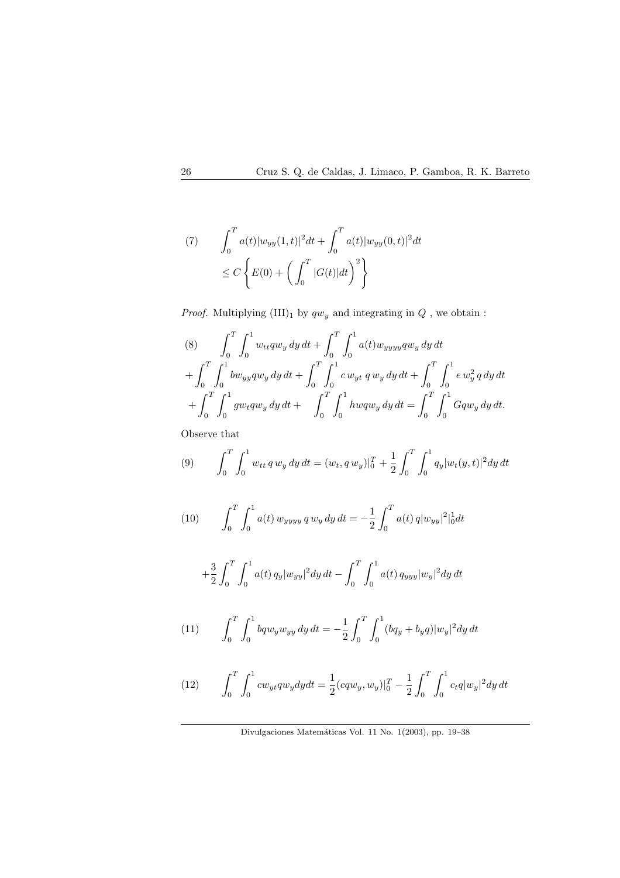$$
\tag{7} \int_0^T a(t)|w_{yy}(1,t)|^2 dt + \int_0^T a(t)|w_{yy}(0,t)|^2 dt \leq C\left\{ E(0) + \left( \int_0^T |G(t)|dt \right)^2 \right\}
$$

*Proof.* Multiplying $(\mathrm{III})_1$ by $qw_y$ and integrating in $Q$ , we obtain :

$$
\tag{8} \int_0^T \int_0^1 w_{tt} q w_y \, dy \, dt + \int_0^T \int_0^1 a(t) w_{yyyy} q w_y \, dy \, dt + \int_0^T \int_0^1 b w_{yy} q w_y \, dy \, dt + \int_0^T \int_0^1 c \, w_{yt} \, q \, w_y \, dy \, dt + \int_0^T \int_0^1 e \, w_y^2 \, q \, dy \, dt + \int_0^T \int_0^1 g w_t q w_y \, dy \, dt + \int_0^T \int_0^1 h w q w_y \, dy \, dt = \int_0^T \int_0^1 G q w_y \, dy \, dt.
$$

Observe that

$$
\tag{9} \int_0^T \int_0^1 w_{tt} \, q \, w_y \, dy \, dt = (w_t, q \, w_y)|_0^T + \frac{1}{2} \int_0^T \int_0^1 q_y |w_t(y,t)|^2 dy \, dt
$$

$$
\tag{10} \int_0^T \int_0^1 a(t) \, w_{yyyy} \, q \, w_y \, dy \, dt = -\frac{1}{2} \int_0^T a(t) \, q |w_{yy}|^2|_0^1 dt + \frac{3}{2} \int_0^T \int_0^1 a(t) \, q_y |w_{yy}|^2 dy \, dt - \int_0^T \int_0^1 a(t) \, q_{yyy} |w_y|^2 dy \, dt
$$

$$
\tag{11} \int_0^T \int_0^1 b q w_y w_{yy} \, dy \, dt = -\frac{1}{2} \int_0^T \int_0^1 (b q_y + b_y q) |w_y|^2 dy \, dt
$$

$$
\tag{12} \int_0^T \int_0^1 c w_{yt} q w_y dy dt = \frac{1}{2} (c q w_y, w_y)|_0^T - \frac{1}{2} \int_0^T \int_0^1 c_t q |w_y|^2 dy \, dt
$$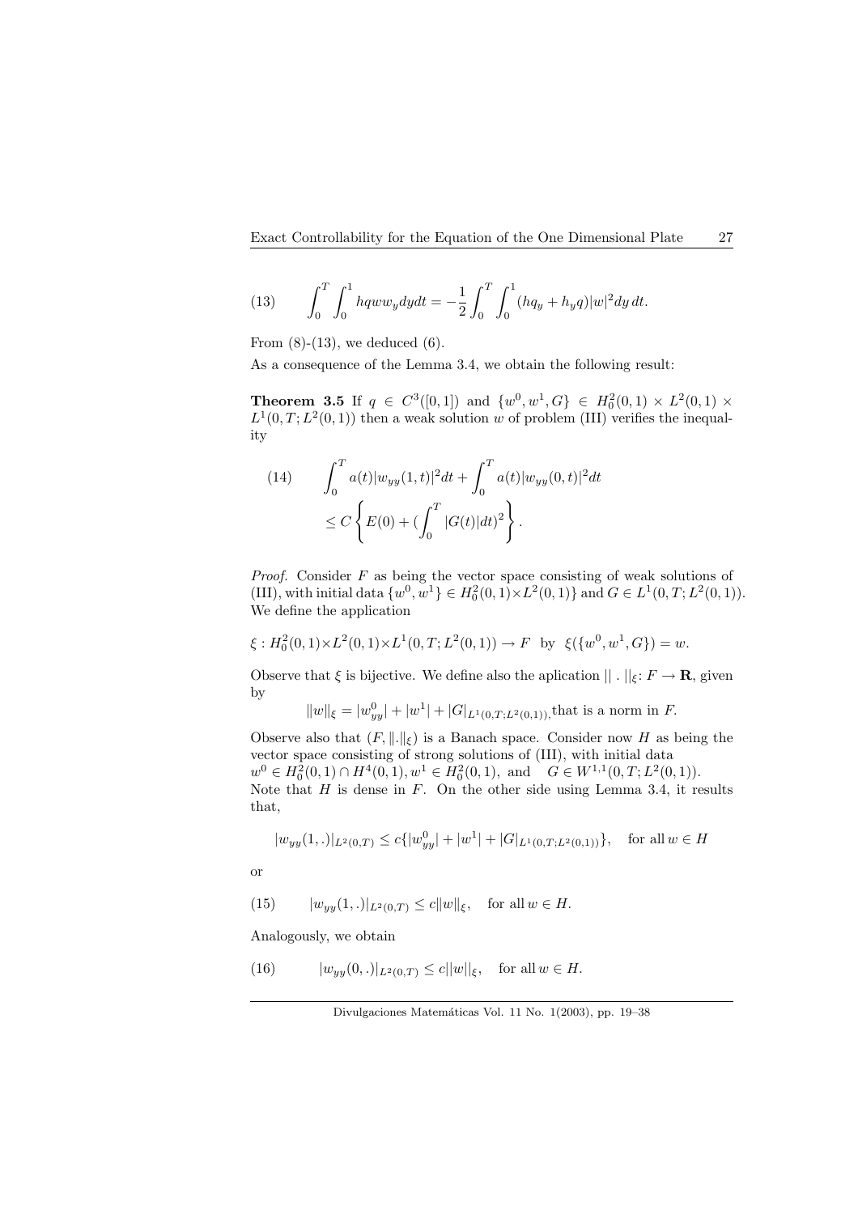$$
\int_0^T \int_0^1 hqww_y dydt = -\frac{1}{2} \int_0^T \int_0^1 (hq_y + h_y q)|w|^2 dy\, dt. \tag{13}
$$

From (8)-(13), we deduced (6).

As a consequence of the Lemma 3.4, we obtain the following result:

**Theorem 3.5** If $q \in C^3([0,1])$ and $\{w^0, w^1, G\} \in H_0^2(0,1) \times L^2(0,1) \times L^1(0,T; L^2(0,1))$ then a weak solution $w$ of problem (III) verifies the inequality

$$
\begin{aligned}
\int_0^T a(t)|w_{yy}(1,t)|^2 dt &+ \int_0^T a(t)|w_{yy}(0,t)|^2 dt \\
&\leq C \left\{ E(0) + (\int_0^T |G(t)| dt)^2 \right\}.
\end{aligned} \tag{14}
$$

*Proof.* Consider $F$ as being the vector space consisting of weak solutions of (III), with initial data $\{w^0, w^1\} \in H_0^2(0,1) \times L^2(0,1)\}$ and $G \in L^1(0,T; L^2(0,1))$. We define the application

$$
\xi : H_0^2(0,1) \times L^2(0,1) \times L^1(0,T; L^2(0,1)) \to F \;\; \text{by} \;\; \xi(\{w^0, w^1, G\}) = w.
$$

Observe that $\xi$ is bijective. We define also the aplication $||\,.\,||_\xi \colon F \to \mathbf{R}$, given by

$$
\|w\|_\xi = |w_{yy}^0| + |w^1| + |G|_{L^1(0,T;L^2(0,1))}, \text{that is a norm in } F.
$$

Observe also that $(F, \|.\|_\xi)$ is a Banach space. Consider now $H$ as being the vector space consisting of strong solutions of (III), with initial data $w^0 \in H_0^2(0,1) \cap H^4(0,1), w^1 \in H_0^2(0,1),$ and $\;\; G \in W^{1,1}(0,T; L^2(0,1))$. Note that $H$ is dense in $F$. On the other side using Lemma 3.4, it results that,

$$
|w_{yy}(1,.)|_{L^2(0,T)} \leq c\{|w_{yy}^0| + |w^1| + |G|_{L^1(0,T;L^2(0,1))}\}, \quad \text{for all } w \in H
$$

or

$$
|w_{yy}(1,.)|_{L^2(0,T)} \leq c\|w\|_\xi, \quad \text{for all } w \in H. \tag{15}
$$

Analogously, we obtain

$$
|w_{yy}(0,.)|_{L^2(0,T)} \leq c||w||_\xi, \quad \text{for all } w \in H. \tag{16}
$$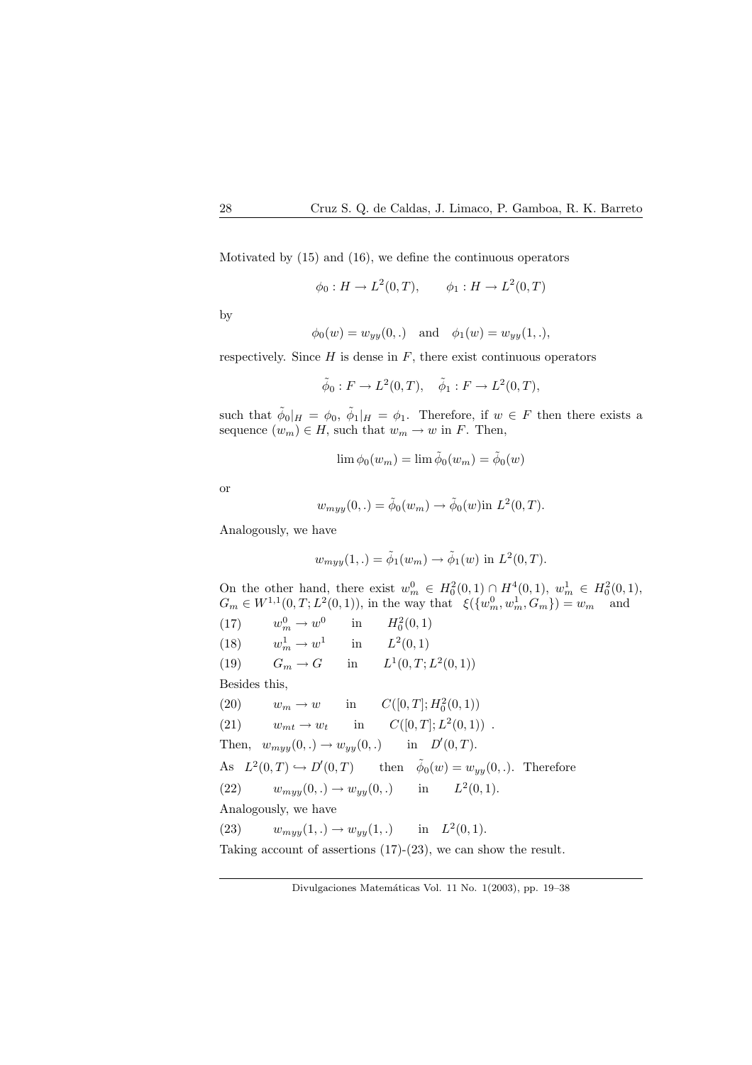Motivated by (15) and (16), we define the continuous operators

$$\phi_0 : H \to L^2(0,T), \qquad \phi_1 : H \to L^2(0,T)$$

by

$$\phi_0(w) = w_{yy}(0,.) \quad \text{and} \quad \phi_1(w) = w_{yy}(1,.),$$

respectively. Since $H$ is dense in $F$, there exist continuous operators

$$\tilde{\phi}_0 : F \to L^2(0,T), \quad \tilde{\phi}_1 : F \to L^2(0,T),$$

such that $\tilde{\phi}_0|_H = \phi_0$, $\tilde{\phi}_1|_H = \phi_1$. Therefore, if $w \in F$ then there exists a sequence $(w_m) \in H$, such that $w_m \to w$ in $F$. Then,

$$\lim \phi_0(w_m) = \lim \tilde{\phi}_0(w_m) = \tilde{\phi}_0(w)$$

or

$$w_{myy}(0,.) = \tilde{\phi}_0(w_m) \to \tilde{\phi}_0(w) \text{in } L^2(0,T).$$

Analogously, we have

$$w_{myy}(1,.) = \tilde{\phi}_1(w_m) \to \tilde{\phi}_1(w) \text{ in } L^2(0,T).$$

On the other hand, there exist $w_m^0 \in H_0^2(0,1) \cap H^4(0,1)$, $w_m^1 \in H_0^2(0,1)$, $G_m \in W^{1,1}(0,T;L^2(0,1))$, in the way that $\xi(\{w_m^0, w_m^1, G_m\}) = w_m$ and

(17) $\qquad w_m^0 \to w^0 \quad \text{in} \quad H_0^2(0,1)$

(18) $\qquad w_m^1 \to w^1 \quad \text{in} \quad L^2(0,1)$

(19) $\qquad G_m \to G \quad \text{in} \quad L^1(0,T;L^2(0,1))$

Besides this,

(20) $\qquad w_m \to w \quad \text{in} \quad C([0,T];H_0^2(0,1))$

(21) $\qquad w_{mt} \to w_t \quad \text{in} \quad C([0,T];L^2(0,1))$ .

Then, $w_{myy}(0,.) \to w_{yy}(0,.) \quad \text{in} \quad D'(0,T)$.

As $L^2(0,T) \hookrightarrow D'(0,T)$ then $\tilde{\phi}_0(w) = w_{yy}(0,.)$. Therefore

(22) $\qquad w_{myy}(0,.) \to w_{yy}(0,.) \quad \text{in} \quad L^2(0,1)$.

Analogously, we have

(23) $\qquad w_{myy}(1,.) \to w_{yy}(1,.) \quad \text{in} \quad L^2(0,1)$.

Taking account of assertions (17)-(23), we can show the result.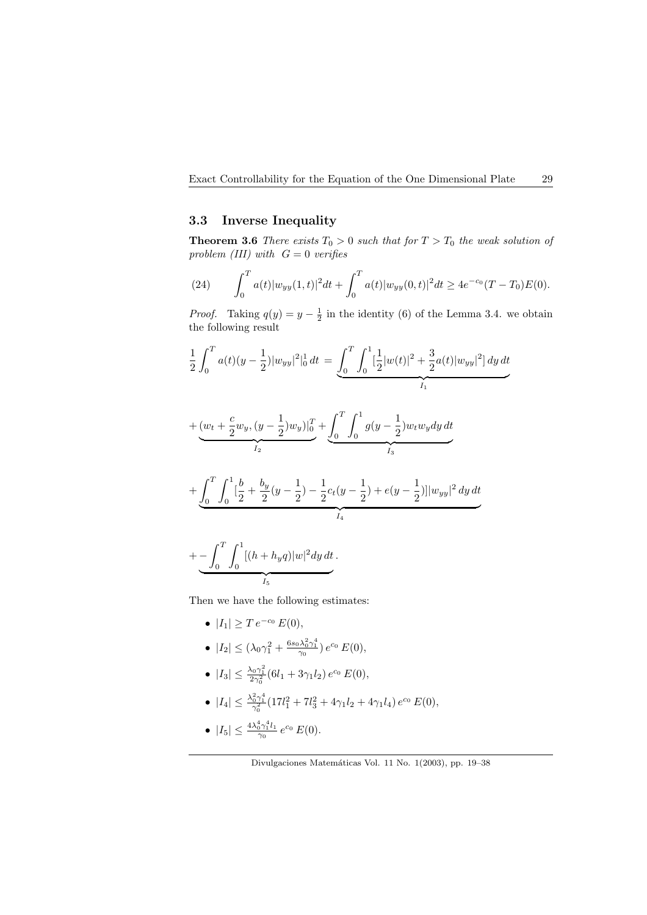### 3.3 Inverse Inequality

**Theorem 3.6** *There exists $T_0 > 0$ such that for $T > T_0$ the weak solution of problem (III) with $G = 0$ verifies*

$$\int_0^T a(t)|w_{yy}(1,t)|^2 dt + \int_0^T a(t)|w_{yy}(0,t)|^2 dt \geq 4e^{-c_0}(T - T_0)E(0). \tag{24}$$

*Proof.* Taking $q(y) = y - \frac{1}{2}$ in the identity (6) of the Lemma 3.4. we obtain the following result

$$\frac{1}{2}\int_0^T a(t)(y-\frac{1}{2})|w_{yy}|^2|_0^1 \, dt = \underbrace{\int_0^T \int_0^1 [\frac{1}{2}|w(t)|^2 + \frac{3}{2}a(t)|w_{yy}|^2] \, dy \, dt}_{I_1}$$

$$+ \underbrace{(w_t + \frac{c}{2}w_y, (y - \frac{1}{2})w_y)|_0^T}_{I_2} + \underbrace{\int_0^T \int_0^1 g(y - \frac{1}{2})w_t w_y dy \, dt}_{I_3}$$

$$+ \underbrace{\int_0^T \int_0^1 [\frac{b}{2} + \frac{b_y}{2}(y - \frac{1}{2}) - \frac{1}{2}c_t(y - \frac{1}{2}) + e(y - \frac{1}{2})]|w_{yy}|^2 \, dy \, dt}_{I_4}$$

$$+ \underbrace{-\int_0^T \int_0^1 [(h + h_y q)|w|^2 dy \, dt}_{I_5}.$$

Then we have the following estimates:

- $|I_1| \geq T\, e^{-c_0}\, E(0)$,
- $|I_2| \leq (\lambda_0 \gamma_1^2 + \frac{6 s_0 \lambda_0^2 \gamma_1^4}{\gamma_0})\, e^{c_0}\, E(0)$,
- $|I_3| \leq \frac{\lambda_0 \gamma_1^2}{2\gamma_0^2}(6l_1 + 3\gamma_1 l_2)\, e^{c_0}\, E(0)$,
- $|I_4| \leq \frac{\lambda_0^2 \gamma_1^4}{\gamma_0^2}(17l_1^2 + 7l_3^2 + 4\gamma_1 l_2 + 4\gamma_1 l_4)\, e^{c_0}\, E(0)$,
- $|I_5| \leq \frac{4\lambda_0^4 \gamma_1^4 l_1}{\gamma_0}\, e^{c_0}\, E(0)$.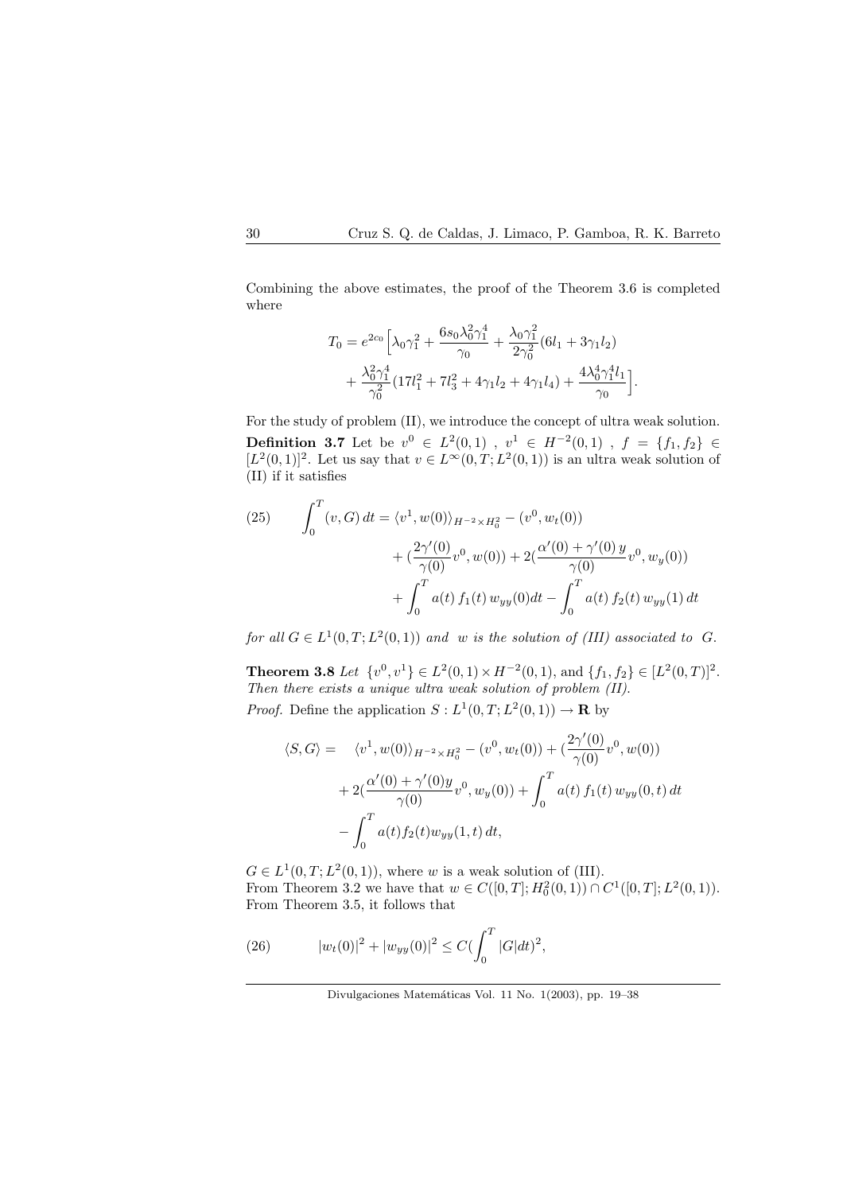Combining the above estimates, the proof of the Theorem 3.6 is completed where

$$T_0 = e^{2c_0}\Big[\lambda_0\gamma_1^2 + \frac{6s_0\lambda_0^2\gamma_1^4}{\gamma_0} + \frac{\lambda_0\gamma_1^2}{2\gamma_0^2}(6l_1 + 3\gamma_1 l_2) + \frac{\lambda_0^2\gamma_1^4}{\gamma_0^2}(17l_1^2 + 7l_3^2 + 4\gamma_1 l_2 + 4\gamma_1 l_4) + \frac{4\lambda_0^4\gamma_1^4 l_1}{\gamma_0}\Big].$$

For the study of problem (II), we introduce the concept of ultra weak solution.

**Definition 3.7** *Let be $v^0 \in L^2(0,1)$ , $v^1 \in H^{-2}(0,1)$ , $f = \{f_1, f_2\} \in [L^2(0,1)]^2$. Let us say that $v \in L^\infty(0,T;L^2(0,1))$ is an ultra weak solution of (II) if it satisfies*

$$\begin{aligned}(25) \qquad \int_0^T (v,G)\,dt = {} & \langle v^1, w(0)\rangle_{H^{-2}\times H_0^2} - (v^0, w_t(0)) \\ & + \Big(\frac{2\gamma'(0)}{\gamma(0)}v^0, w(0)\Big) + 2\Big(\frac{\alpha'(0)+\gamma'(0)\,y}{\gamma(0)}v^0, w_y(0)\Big) \\ & + \int_0^T a(t)\, f_1(t)\, w_{yy}(0) dt - \int_0^T a(t)\, f_2(t)\, w_{yy}(1)\, dt\end{aligned}$$

*for all $G \in L^1(0,T;L^2(0,1))$ and $w$ is the solution of (III) associated to $G$.*

**Theorem 3.8** *Let $\{v^0, v^1\} \in L^2(0,1) \times H^{-2}(0,1)$, and $\{f_1, f_2\} \in [L^2(0,T)]^2$. Then there exists a unique ultra weak solution of problem (II).*

*Proof.* Define the application $S : L^1(0,T;L^2(0,1)) \to \mathbf{R}$ by

$$\begin{aligned}\langle S, G\rangle = {} & \langle v^1, w(0)\rangle_{H^{-2}\times H_0^2} - (v^0, w_t(0)) + \Big(\frac{2\gamma'(0)}{\gamma(0)}v^0, w(0)\Big) \\ & + 2\Big(\frac{\alpha'(0)+\gamma'(0)y}{\gamma(0)}v^0, w_y(0)\Big) + \int_0^T a(t)\, f_1(t)\, w_{yy}(0,t)\, dt \\ & - \int_0^T a(t) f_2(t) w_{yy}(1,t)\, dt,\end{aligned}$$

$G \in L^1(0,T;L^2(0,1))$, where $w$ is a weak solution of (III).

From Theorem 3.2 we have that $w \in C([0,T];H_0^2(0,1)) \cap C^1([0,T];L^2(0,1))$.

From Theorem 3.5, it follows that

$$(26) \qquad |w_t(0)|^2 + |w_{yy}(0)|^2 \leq C\Big(\int_0^T |G| dt\Big)^2,$$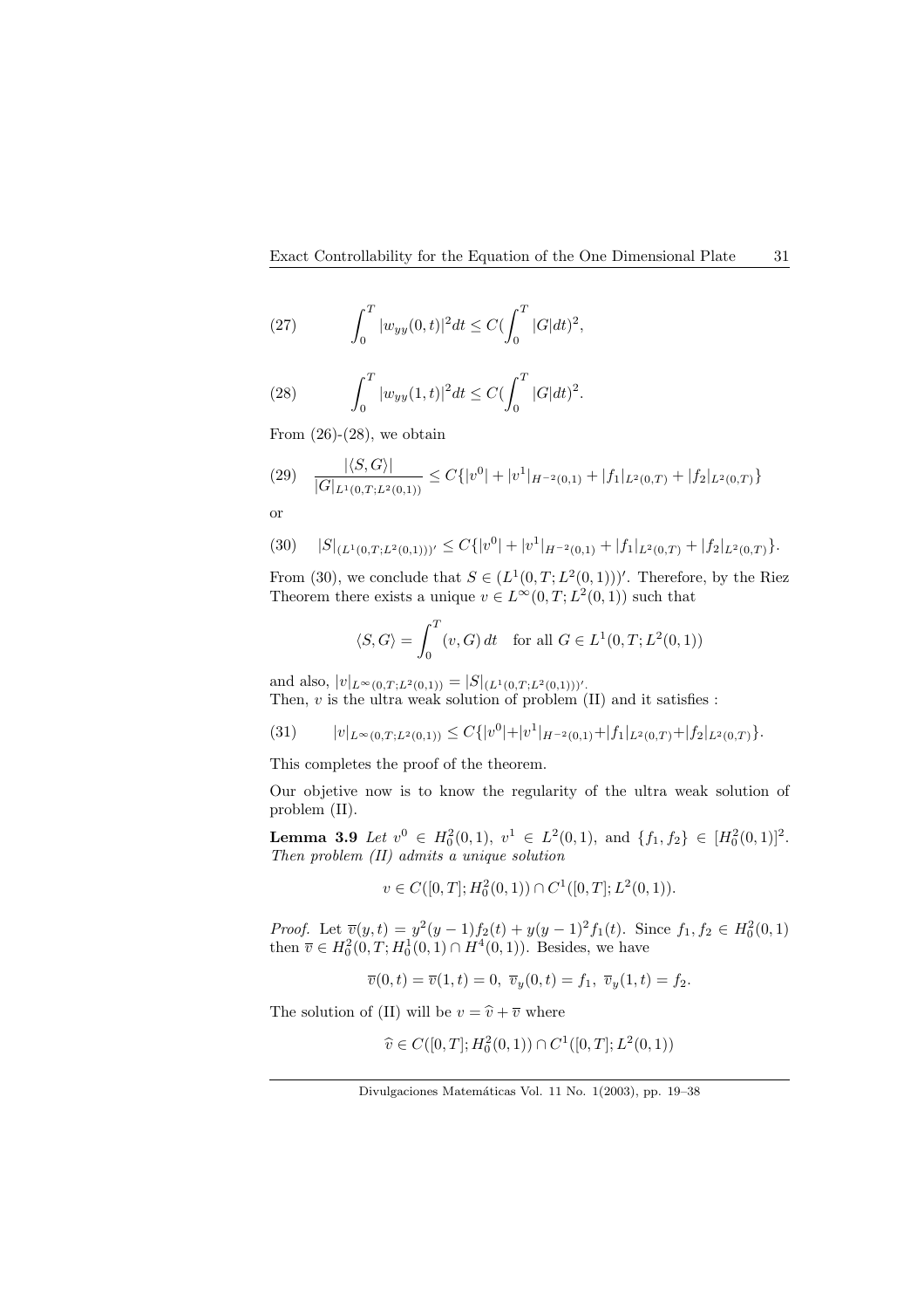$$(27) \qquad \int_0^T |w_{yy}(0,t)|^2 dt \leq C(\int_0^T |G| dt)^2,$$

$$(28) \qquad \int_0^T |w_{yy}(1,t)|^2 dt \leq C(\int_0^T |G| dt)^2.$$

From (26)-(28), we obtain

$$(29) \quad \frac{|\langle S, G\rangle|}{|G|_{L^1(0,T;L^2(0,1))}} \leq C\{|v^0| + |v^1|_{H^{-2}(0,1)} + |f_1|_{L^2(0,T)} + |f_2|_{L^2(0,T)}\}$$

or

$$(30) \quad |S|_{(L^1(0,T;L^2(0,1)))'} \leq C\{|v^0| + |v^1|_{H^{-2}(0,1)} + |f_1|_{L^2(0,T)} + |f_2|_{L^2(0,T)}\}.$$

From (30), we conclude that $S \in (L^1(0,T;L^2(0,1)))'$. Therefore, by the Riez Theorem there exists a unique $v \in L^\infty(0,T;L^2(0,1))$ such that

$$\langle S, G\rangle = \int_0^T (v, G)\, dt \quad \text{for all } G \in L^1(0,T;L^2(0,1))$$

and also, $|v|_{L^\infty(0,T;L^2(0,1))} = |S|_{(L^1(0,T;L^2(0,1)))'}$.
Then, $v$ is the ultra weak solution of problem (II) and it satisfies :

$$(31) \qquad |v|_{L^\infty(0,T;L^2(0,1))} \leq C\{|v^0| + |v^1|_{H^{-2}(0,1)} + |f_1|_{L^2(0,T)} + |f_2|_{L^2(0,T)}\}.$$

This completes the proof of the theorem.

Our objetive now is to know the regularity of the ultra weak solution of problem (II).

**Lemma 3.9** *Let $v^0 \in H_0^2(0,1)$, $v^1 \in L^2(0,1)$, and $\{f_1, f_2\} \in [H_0^2(0,1)]^2$. Then problem (II) admits a unique solution*

$$v \in C([0,T]; H_0^2(0,1)) \cap C^1([0,T]; L^2(0,1)).$$

*Proof.* Let $\overline{v}(y,t) = y^2(y-1)f_2(t) + y(y-1)^2 f_1(t)$. Since $f_1, f_2 \in H_0^2(0,1)$ then $\overline{v} \in H_0^2(0,T; H_0^1(0,1) \cap H^4(0,1))$. Besides, we have

$$\overline{v}(0,t) = \overline{v}(1,t) = 0,\ \overline{v}_y(0,t) = f_1,\ \overline{v}_y(1,t) = f_2.$$

The solution of (II) will be $v = \widehat{v} + \overline{v}$ where

$$\widehat{v} \in C([0,T]; H_0^2(0,1)) \cap C^1([0,T]; L^2(0,1))$$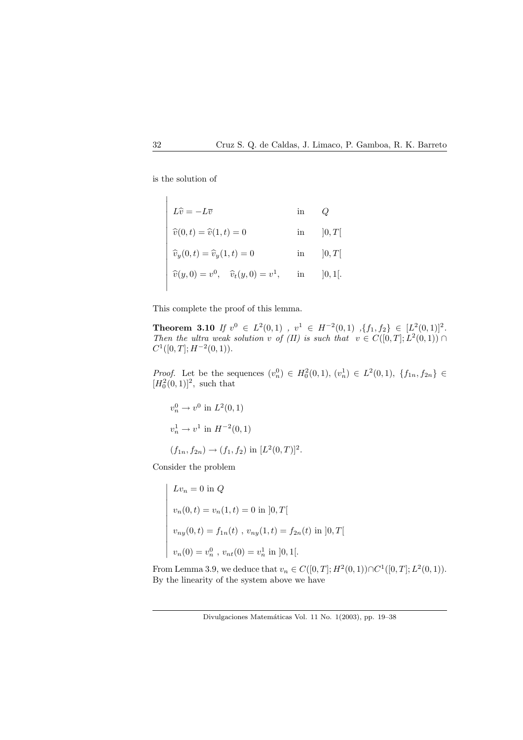is the solution of

$$
\left|
\begin{array}{lll}
L\widehat{v} = -L\overline{v} & \text{in} & Q \\
\widehat{v}(0,t) = \widehat{v}(1,t) = 0 & \text{in} & ]0,T[ \\
\widehat{v}_y(0,t) = \widehat{v}_y(1,t) = 0 & \text{in} & ]0,T[ \\
\widehat{v}(y,0) = v^0, \quad \widehat{v}_t(y,0) = v^1, & \text{in} & ]0,1[.
\end{array}
\right.
$$

This complete the proof of this lemma.

**Theorem 3.10** *If $v^0 \in L^2(0,1)$ , $v^1 \in H^{-2}(0,1)$ ,$\{f_1, f_2\} \in [L^2(0,1)]^2$. Then the ultra weak solution $v$ of (II) is such that $v \in C([0,T]; L^2(0,1)) \cap C^1([0,T]; H^{-2}(0,1))$.*

*Proof.* Let be the sequences $(v_n^0) \in H_0^2(0,1)$, $(v_n^1) \in L^2(0,1)$, $\{f_{1n}, f_{2n}\} \in [H_0^2(0,1)]^2$, such that

$$v_n^0 \to v^0 \text{ in } L^2(0,1)$$

$$v_n^1 \to v^1 \text{ in } H^{-2}(0,1)$$

$$(f_{1n}, f_{2n}) \to (f_1, f_2) \text{ in } [L^2(0,T)]^2.$$

Consider the problem

$$
\left|
\begin{array}{l}
Lv_n = 0 \text{ in } Q \\
v_n(0,t) = v_n(1,t) = 0 \text{ in } ]0,T[ \\
v_{ny}(0,t) = f_{1n}(t) \ , \ v_{ny}(1,t) = f_{2n}(t) \text{ in } ]0,T[ \\
v_n(0) = v_n^0 \ , \ v_{nt}(0) = v_n^1 \text{ in } ]0,1[.
\end{array}
\right.
$$

From Lemma 3.9, we deduce that $v_n \in C([0,T]; H^2(0,1)) \cap C^1([0,T]; L^2(0,1))$. By the linearity of the system above we have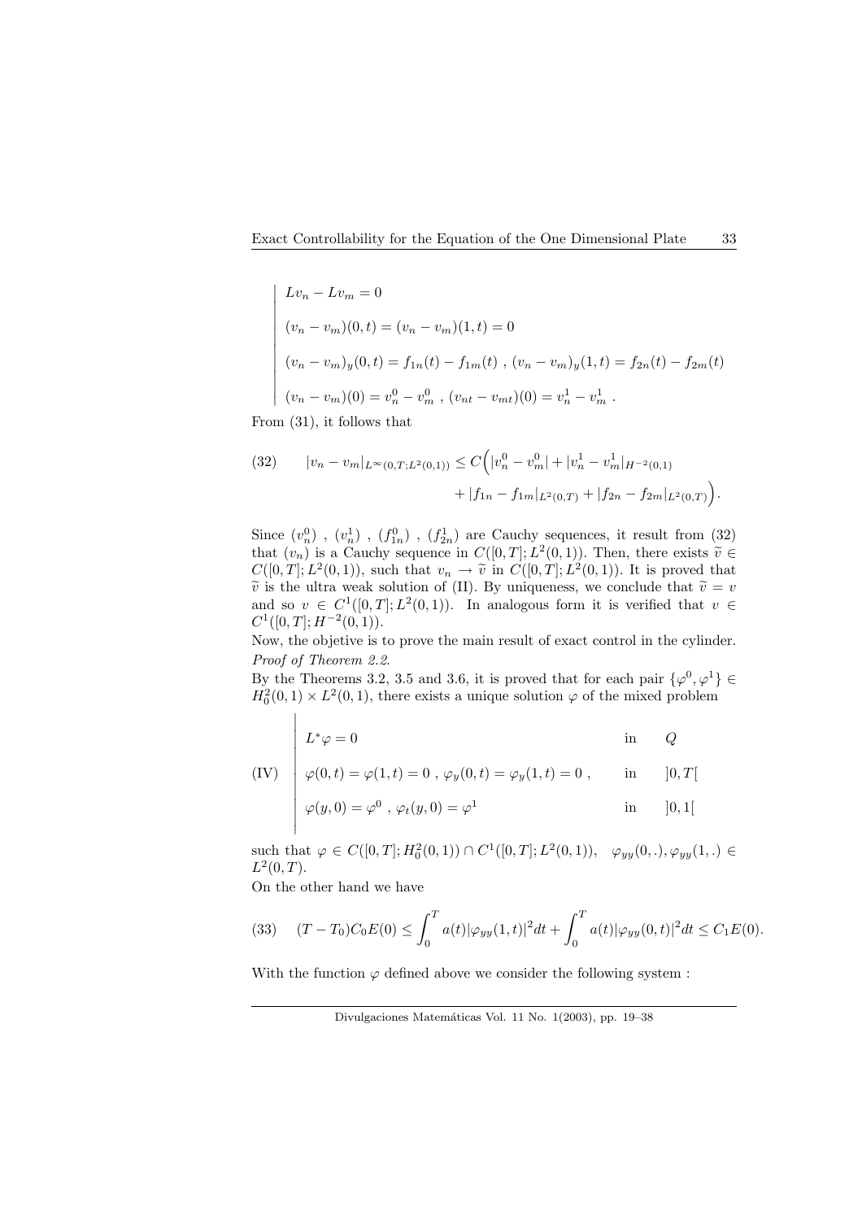$$
\left|
\begin{array}{l}
Lv_n - Lv_m = 0 \\
(v_n - v_m)(0,t) = (v_n - v_m)(1,t) = 0 \\
(v_n - v_m)_y(0,t) = f_{1n}(t) - f_{1m}(t) \ , \ (v_n - v_m)_y(1,t) = f_{2n}(t) - f_{2m}(t) \\
(v_n - v_m)(0) = v_n^0 - v_m^0 \ , \ (v_{nt} - v_{mt})(0) = v_n^1 - v_m^1 \ .
\end{array}
\right.
$$

From (31), it follows that

$$
\begin{aligned}
(32) \qquad |v_n - v_m|_{L^\infty(0,T;L^2(0,1))} \leq C\Big( & |v_n^0 - v_m^0| + |v_n^1 - v_m^1|_{H^{-2}(0,1)} \\
& + |f_{1n} - f_{1m}|_{L^2(0,T)} + |f_{2n} - f_{2m}|_{L^2(0,T)}\Big).
\end{aligned}
$$

Since $(v_n^0)$ , $(v_n^1)$ , $(f_{1n}^0)$ , $(f_{2n}^1)$ are Cauchy sequences, it result from (32) that $(v_n)$ is a Cauchy sequence in $C([0,T];L^2(0,1))$. Then, there exists $\widetilde{v} \in C([0,T];L^2(0,1))$, such that $v_n \to \widetilde{v}$ in $C([0,T];L^2(0,1))$. It is proved that $\widetilde{v}$ is the ultra weak solution of (II). By uniqueness, we conclude that $\widetilde{v} = v$ and so $v \in C^1([0,T];L^2(0,1))$. In analogous form it is verified that $v \in C^1([0,T];H^{-2}(0,1))$.

Now, the objetive is to prove the main result of exact control in the cylinder.

*Proof of Theorem 2.2.*

By the Theorems 3.2, 3.5 and 3.6, it is proved that for each pair $\{\varphi^0, \varphi^1\} \in H_0^2(0,1) \times L^2(0,1)$, there exists a unique solution $\varphi$ of the mixed problem

$$
\text{(IV)} \quad
\left|
\begin{array}{lll}
L^*\varphi = 0 & \text{in} & Q \\
\varphi(0,t) = \varphi(1,t) = 0 \ , \ \varphi_y(0,t) = \varphi_y(1,t) = 0 \ , & \text{in} & ]0,T[ \\
\varphi(y,0) = \varphi^0 \ , \ \varphi_t(y,0) = \varphi^1 & \text{in} & ]0,1[
\end{array}
\right.
$$

such that $\varphi \in C([0,T];H_0^2(0,1)) \cap C^1([0,T];L^2(0,1))$, $\quad \varphi_{yy}(0,.), \varphi_{yy}(1,.) \in L^2(0,T)$.

On the other hand we have

$$
(33) \quad (T - T_0)C_0 E(0) \leq \int_0^T a(t)|\varphi_{yy}(1,t)|^2 dt + \int_0^T a(t)|\varphi_{yy}(0,t)|^2 dt \leq C_1 E(0).
$$

With the function $\varphi$ defined above we consider the following system :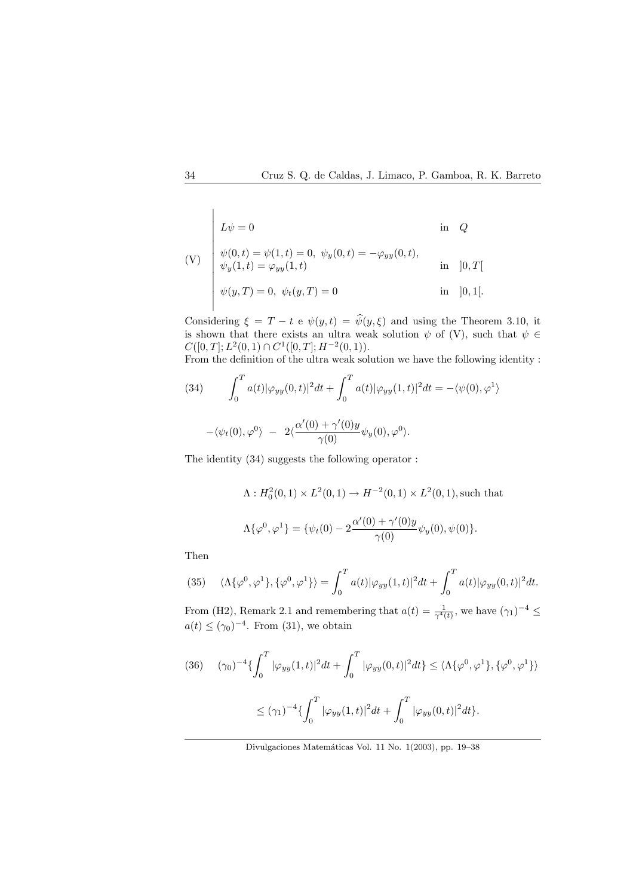$$
\text{(V)} \quad \left| \begin{array}{ll}
L\psi = 0 & \text{in} \quad Q \\[2ex]
\psi(0,t) = \psi(1,t) = 0, \ \psi_y(0,t) = -\varphi_{yy}(0,t), & \\
\psi_y(1,t) = \varphi_{yy}(1,t) & \text{in} \quad ]0,T[ \\[2ex]
\psi(y,T) = 0, \ \psi_t(y,T) = 0 & \text{in} \quad ]0,1[.
\end{array} \right.
$$

Considering $\xi = T - t$ e $\psi(y,t) = \widehat{\psi}(y,\xi)$ and using the Theorem 3.10, it is shown that there exists an ultra weak solution $\psi$ of (V), such that $\psi \in C([0,T]; L^2(0,1) \cap C^1([0,T]; H^{-2}(0,1))$.

From the definition of the ultra weak solution we have the following identity :

$$
(34) \qquad \int_0^T a(t)|\varphi_{yy}(0,t)|^2 dt + \int_0^T a(t)|\varphi_{yy}(1,t)|^2 dt = -\langle \psi(0), \varphi^1 \rangle
$$

$$
-\langle \psi_t(0), \varphi^0 \rangle \ - \ 2\langle \frac{\alpha'(0) + \gamma'(0)y}{\gamma(0)} \psi_y(0), \varphi^0 \rangle.
$$

The identity (34) suggests the following operator :

$$
\Lambda : H_0^2(0,1) \times L^2(0,1) \to H^{-2}(0,1) \times L^2(0,1), \text{such that}
$$

$$
\Lambda\{\varphi^0, \varphi^1\} = \{\psi_t(0) - 2\frac{\alpha'(0) + \gamma'(0)y}{\gamma(0)} \psi_y(0), \psi(0)\}.
$$

Then

$$
(35) \qquad \langle \Lambda\{\varphi^0, \varphi^1\}, \{\varphi^0, \varphi^1\} \rangle = \int_0^T a(t)|\varphi_{yy}(1,t)|^2 dt + \int_0^T a(t)|\varphi_{yy}(0,t)|^2 dt.
$$

From (H2), Remark 2.1 and remembering that $a(t) = \frac{1}{\gamma^4(t)}$, we have $(\gamma_1)^{-4} \leq a(t) \leq (\gamma_0)^{-4}$. From (31), we obtain

$$
(36) \qquad (\gamma_0)^{-4}\{\int_0^T |\varphi_{yy}(1,t)|^2 dt + \int_0^T |\varphi_{yy}(0,t)|^2 dt\} \leq \langle \Lambda\{\varphi^0, \varphi^1\}, \{\varphi^0, \varphi^1\} \rangle
$$

$$
\leq (\gamma_1)^{-4}\{\int_0^T |\varphi_{yy}(1,t)|^2 dt + \int_0^T |\varphi_{yy}(0,t)|^2 dt\}.
$$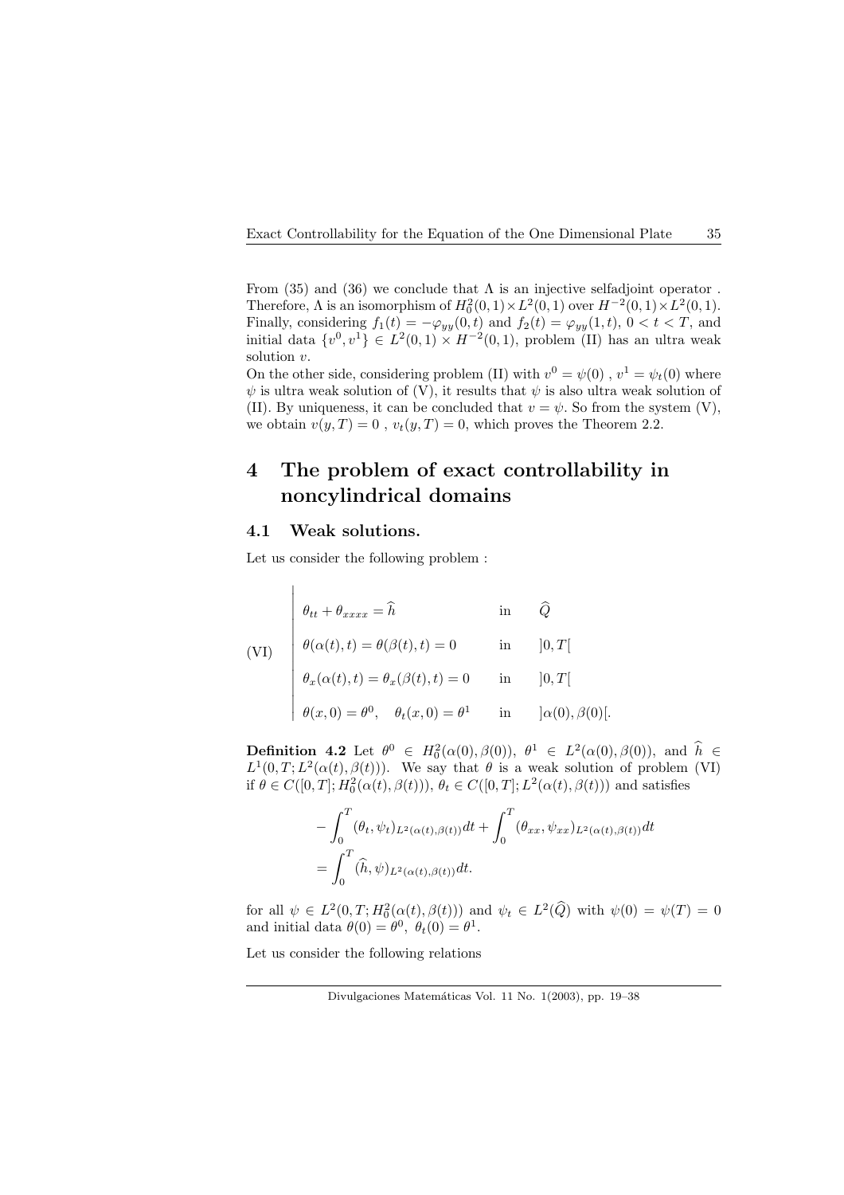From (35) and (36) we conclude that $\Lambda$ is an injective selfadjoint operator . Therefore, $\Lambda$ is an isomorphism of $H_0^2(0,1)\times L^2(0,1)$ over $H^{-2}(0,1)\times L^2(0,1)$. Finally, considering $f_1(t) = -\varphi_{yy}(0,t)$ and $f_2(t) = \varphi_{yy}(1,t)$, $0 < t < T$, and initial data $\{v^0, v^1\} \in L^2(0,1) \times H^{-2}(0,1)$, problem (II) has an ultra weak solution $v$.

On the other side, considering problem (II) with $v^0 = \psi(0)$ , $v^1 = \psi_t(0)$ where $\psi$ is ultra weak solution of (V), it results that $\psi$ is also ultra weak solution of (II). By uniqueness, it can be concluded that $v = \psi$. So from the system (V), we obtain $v(y,T) = 0$ , $v_t(y,T) = 0$, which proves the Theorem 2.2.

# 4 The problem of exact controllability in noncylindrical domains

## 4.1 Weak solutions.

Let us consider the following problem :

$$
\text{(VI)} \quad \left|
\begin{array}{lll}
\theta_{tt} + \theta_{xxxx} = \widehat{h} & \text{in} & \widehat{Q} \\[2mm]
\theta(\alpha(t),t) = \theta(\beta(t),t) = 0 & \text{in} & ]0,T[ \\[2mm]
\theta_x(\alpha(t),t) = \theta_x(\beta(t),t) = 0 & \text{in} & ]0,T[ \\[2mm]
\theta(x,0) = \theta^0, \quad \theta_t(x,0) = \theta^1 & \text{in} & ]\alpha(0),\beta(0)[.
\end{array}
\right.
$$

**Definition 4.2** Let $\theta^0 \in H_0^2(\alpha(0),\beta(0))$, $\theta^1 \in L^2(\alpha(0),\beta(0))$, and $\widehat{h} \in L^1(0,T;L^2(\alpha(t),\beta(t)))$. We say that $\theta$ is a weak solution of problem (VI) if $\theta \in C([0,T];H_0^2(\alpha(t),\beta(t)))$, $\theta_t \in C([0,T];L^2(\alpha(t),\beta(t)))$ and satisfies

$$
\begin{aligned}
&-\int_0^T (\theta_t, \psi_t)_{L^2(\alpha(t),\beta(t))} dt + \int_0^T (\theta_{xx}, \psi_{xx})_{L^2(\alpha(t),\beta(t))} dt \\
&= \int_0^T (\widehat{h}, \psi)_{L^2(\alpha(t),\beta(t))} dt.
\end{aligned}
$$

for all $\psi \in L^2(0,T;H_0^2(\alpha(t),\beta(t)))$ and $\psi_t \in L^2(\widehat{Q})$ with $\psi(0) = \psi(T) = 0$ and initial data $\theta(0) = \theta^0$, $\theta_t(0) = \theta^1$.

Let us consider the following relations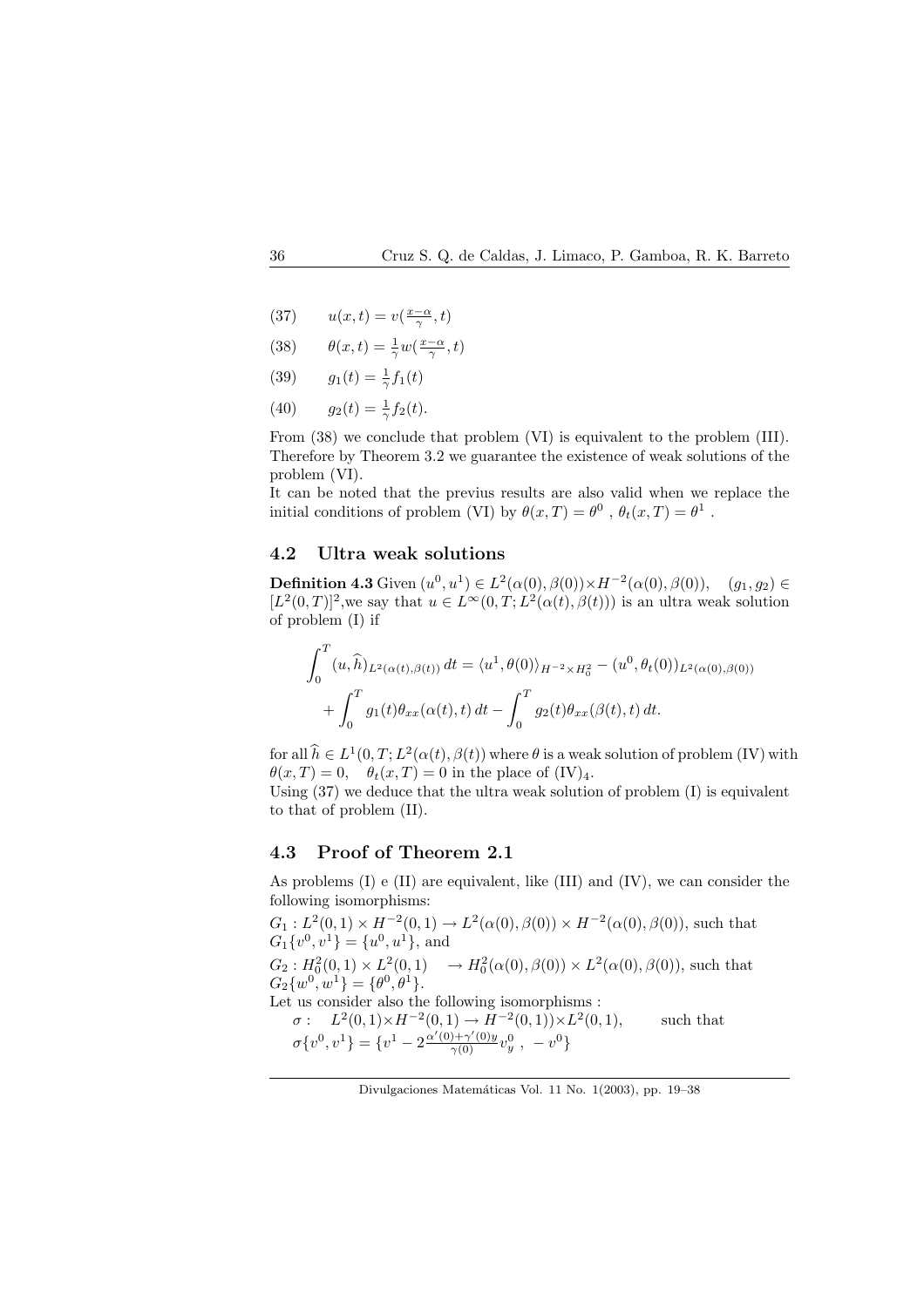(37) $\quad u(x,t) = v(\frac{x-\alpha}{\gamma}, t)$

(38) $\quad \theta(x,t) = \frac{1}{\gamma} w(\frac{x-\alpha}{\gamma}, t)$

(39) $\quad g_1(t) = \frac{1}{\gamma} f_1(t)$

(40) $\quad g_2(t) = \frac{1}{\gamma} f_2(t).$

From (38) we conclude that problem (VI) is equivalent to the problem (III). Therefore by Theorem 3.2 we guarantee the existence of weak solutions of the problem (VI).

It can be noted that the previus results are also valid when we replace the initial conditions of problem (VI) by $\theta(x,T) = \theta^0$ , $\theta_t(x,T) = \theta^1$ .

## 4.2 Ultra weak solutions

**Definition 4.3** Given $(u^0, u^1) \in L^2(\alpha(0), \beta(0)) \times H^{-2}(\alpha(0), \beta(0))$, $\quad (g_1, g_2) \in [L^2(0,T)]^2$, we say that $u \in L^\infty(0,T; L^2(\alpha(t), \beta(t)))$ is an ultra weak solution of problem (I) if

$$
\int_0^T (u, \widehat{h})_{L^2(\alpha(t),\beta(t))} \, dt = \langle u^1, \theta(0) \rangle_{H^{-2} \times H_0^2} - (u^0, \theta_t(0))_{L^2(\alpha(0),\beta(0))}
$$
$$
+ \int_0^T g_1(t) \theta_{xx}(\alpha(t), t) \, dt - \int_0^T g_2(t) \theta_{xx}(\beta(t), t) \, dt.
$$

for all $\widehat{h} \in L^1(0,T; L^2(\alpha(t), \beta(t))$ where $\theta$ is a weak solution of problem (IV) with $\theta(x,T) = 0, \quad \theta_t(x,T) = 0$ in the place of $(\text{IV})_4$.

Using (37) we deduce that the ultra weak solution of problem (I) is equivalent to that of problem (II).

## 4.3 Proof of Theorem 2.1

As problems (I) e (II) are equivalent, like (III) and (IV), we can consider the following isomorphisms:

$G_1 : L^2(0,1) \times H^{-2}(0,1) \to L^2(\alpha(0), \beta(0)) \times H^{-2}(\alpha(0), \beta(0))$, such that $G_1\{v^0, v^1\} = \{u^0, u^1\}$, and

$G_2 : H_0^2(0,1) \times L^2(0,1) \quad \to H_0^2(\alpha(0), \beta(0)) \times L^2(\alpha(0), \beta(0))$, such that $G_2\{w^0, w^1\} = \{\theta^0, \theta^1\}$.

Let us consider also the following isomorphisms :

$\sigma : \quad L^2(0,1) \times H^{-2}(0,1) \to H^{-2}(0,1)) \times L^2(0,1), \qquad$ such that $\sigma\{v^0, v^1\} = \{v^1 - 2\frac{\alpha'(0)+\gamma'(0)y}{\gamma(0)} v_y^0 \, , \, -v^0\}$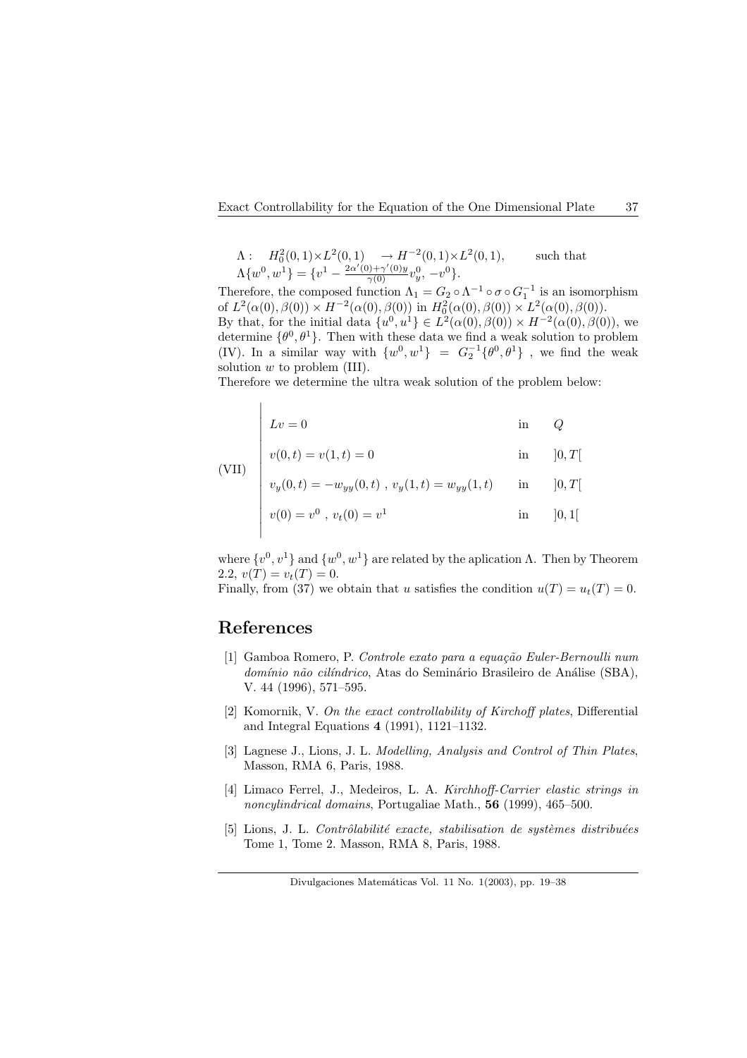$\Lambda: \quad H_0^2(0,1)\times L^2(0,1) \quad \to H^{-2}(0,1)\times L^2(0,1), \qquad$ such that
$\Lambda\{w^0,w^1\} = \{v^1 - \frac{2\alpha'(0)+\gamma'(0)y}{\gamma(0)} v_y^0, -v^0\}$.

Therefore, the composed function $\Lambda_1 = G_2 \circ \Lambda^{-1} \circ \sigma \circ G_1^{-1}$ is an isomorphism of $L^2(\alpha(0),\beta(0)) \times H^{-2}(\alpha(0),\beta(0))$ in $H_0^2(\alpha(0),\beta(0)) \times L^2(\alpha(0),\beta(0))$.

By that, for the initial data $\{u^0,u^1\} \in L^2(\alpha(0),\beta(0)) \times H^{-2}(\alpha(0),\beta(0))$, we determine $\{\theta^0,\theta^1\}$. Then with these data we find a weak solution to problem (IV). In a similar way with $\{w^0,w^1\} = G_2^{-1}\{\theta^0,\theta^1\}$, we find the weak solution $w$ to problem (III).

Therefore we determine the ultra weak solution of the problem below:

$$
\text{(VII)} \quad \left|
\begin{array}{lll}
Lv = 0 & \text{in} & Q \\[2mm]
v(0,t) = v(1,t) = 0 & \text{in} & ]0,T[ \\[2mm]
v_y(0,t) = -w_{yy}(0,t)\ ,\ v_y(1,t) = w_{yy}(1,t) & \text{in} & ]0,T[ \\[2mm]
v(0) = v^0\ ,\ v_t(0) = v^1 & \text{in} & ]0,1[
\end{array}
\right.
$$

where $\{v^0,v^1\}$ and $\{w^0,w^1\}$ are related by the aplication $\Lambda$. Then by Theorem 2.2, $v(T) = v_t(T) = 0$.

Finally, from (37) we obtain that $u$ satisfies the condition $u(T) = u_t(T) = 0$.

# References

[1] Gamboa Romero, P. *Controle exato para a equação Euler-Bernoulli num domínio não cilíndrico*, Atas do Seminário Brasileiro de Análise (SBA), V. 44 (1996), 571–595.

[2] Komornik, V. *On the exact controllability of Kirchoff plates*, Differential and Integral Equations **4** (1991), 1121–1132.

[3] Lagnese J., Lions, J. L. *Modelling, Analysis and Control of Thin Plates*, Masson, RMA 6, Paris, 1988.

[4] Limaco Ferrel, J., Medeiros, L. A. *Kirchhoff-Carrier elastic strings in noncylindrical domains*, Portugaliae Math., **56** (1999), 465–500.

[5] Lions, J. L. *Contrôlabilité exacte, stabilisation de systèmes distribuées* Tome 1, Tome 2. Masson, RMA 8, Paris, 1988.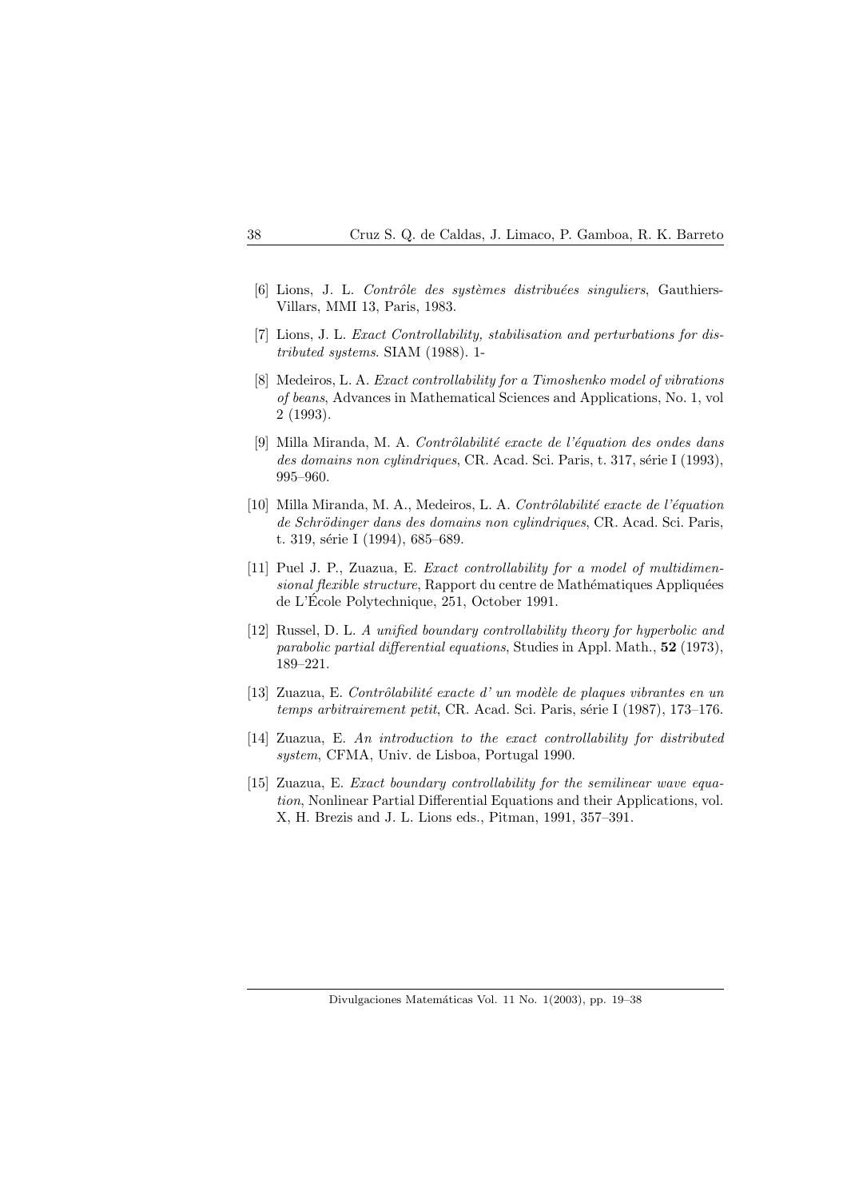[6] Lions, J. L. *Contrôle des systèmes distribuées singuliers*, Gauthiers-Villars, MMI 13, Paris, 1983.

[7] Lions, J. L. *Exact Controllability, stabilisation and perturbations for distributed systems*. SIAM (1988). 1-

[8] Medeiros, L. A. *Exact controllability for a Timoshenko model of vibrations of beans*, Advances in Mathematical Sciences and Applications, No. 1, vol 2 (1993).

[9] Milla Miranda, M. A. *Contrôlabilité exacte de l'équation des ondes dans des domains non cylindriques*, CR. Acad. Sci. Paris, t. 317, série I (1993), 995–960.

[10] Milla Miranda, M. A., Medeiros, L. A. *Contrôlabilité exacte de l'équation de Schrödinger dans des domains non cylindriques*, CR. Acad. Sci. Paris, t. 319, série I (1994), 685–689.

[11] Puel J. P., Zuazua, E. *Exact controllability for a model of multidimensional flexible structure*, Rapport du centre de Mathématiques Appliquées de L'École Polytechnique, 251, October 1991.

[12] Russel, D. L. *A unified boundary controllability theory for hyperbolic and parabolic partial differential equations*, Studies in Appl. Math., **52** (1973), 189–221.

[13] Zuazua, E. *Contrôlabilité exacte d' un modèle de plaques vibrantes en un temps arbitrairement petit*, CR. Acad. Sci. Paris, série I (1987), 173–176.

[14] Zuazua, E. *An introduction to the exact controllability for distributed system*, CFMA, Univ. de Lisboa, Portugal 1990.

[15] Zuazua, E. *Exact boundary controllability for the semilinear wave equation*, Nonlinear Partial Differential Equations and their Applications, vol. X, H. Brezis and J. L. Lions eds., Pitman, 1991, 357–391.